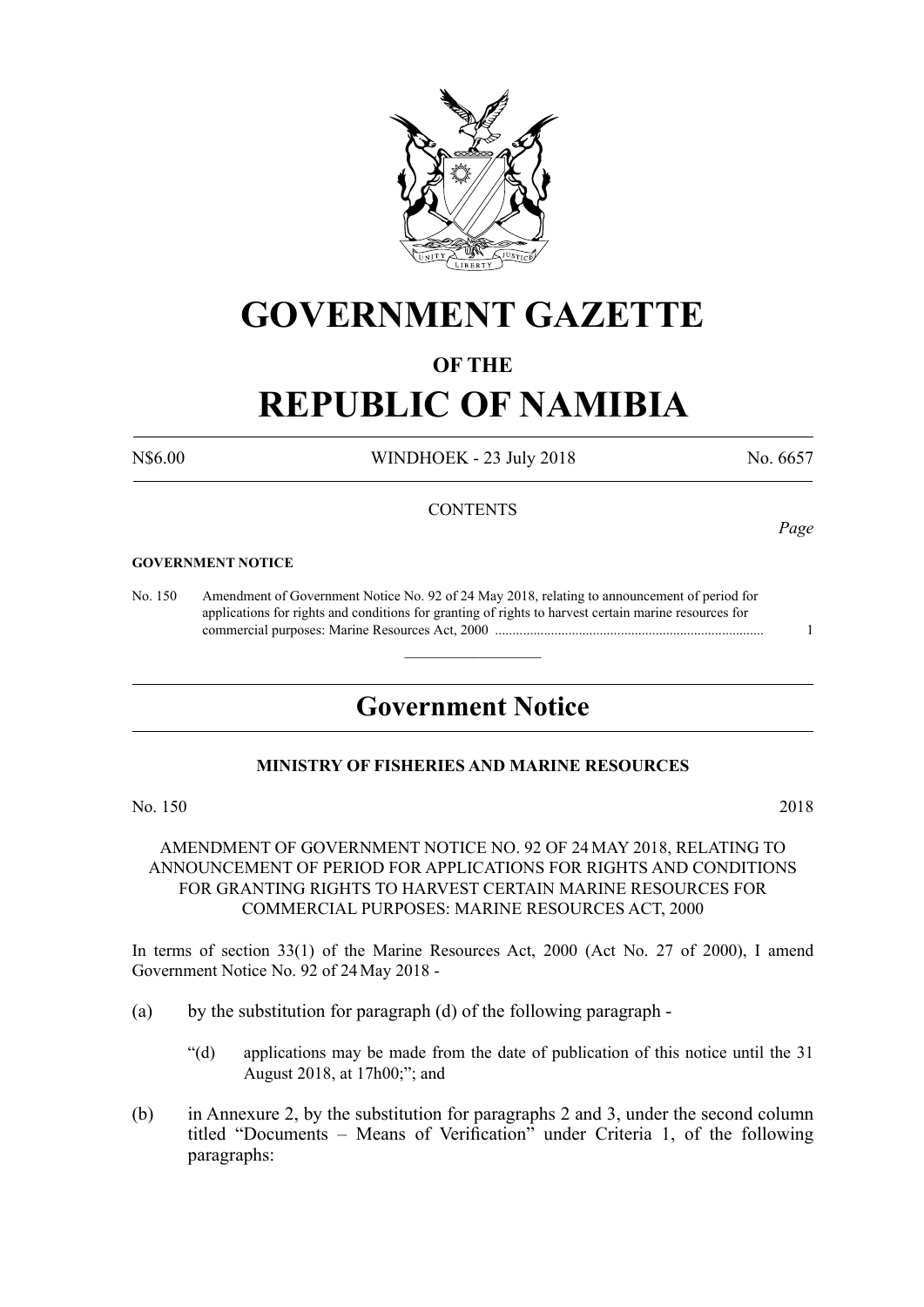# GOVERNMENT GAZETTE

## OF THE

# REPUBLIC OF NAMIBIA

N$6.00 WINDHOEK - 23 July 2018 No. 6657

CONTENTS

*Page*

**GOVERNMENT NOTICE**

No. 150 Amendment of Government Notice No. 92 of 24 May 2018, relating to announcement of period for applications for rights and conditions for granting of rights to harvest certain marine resources for commercial purposes: Marine Resources Act, 2000 ............................................................................ 1

## Government Notice

**MINISTRY OF FISHERIES AND MARINE RESOURCES**

No. 150 2018

AMENDMENT OF GOVERNMENT NOTICE NO. 92 OF 24 MAY 2018, RELATING TO ANNOUNCEMENT OF PERIOD FOR APPLICATIONS FOR RIGHTS AND CONDITIONS FOR GRANTING RIGHTS TO HARVEST CERTAIN MARINE RESOURCES FOR COMMERCIAL PURPOSES: MARINE RESOURCES ACT, 2000

In terms of section 33(1) of the Marine Resources Act, 2000 (Act No. 27 of 2000), I amend Government Notice No. 92 of 24 May 2018 -

(a) by the substitution for paragraph (d) of the following paragraph -

> "(d) applications may be made from the date of publication of this notice until the 31 August 2018, at 17h00;"; and

(b) in Annexure 2, by the substitution for paragraphs 2 and 3, under the second column titled "Documents – Means of Verification" under Criteria 1, of the following paragraphs: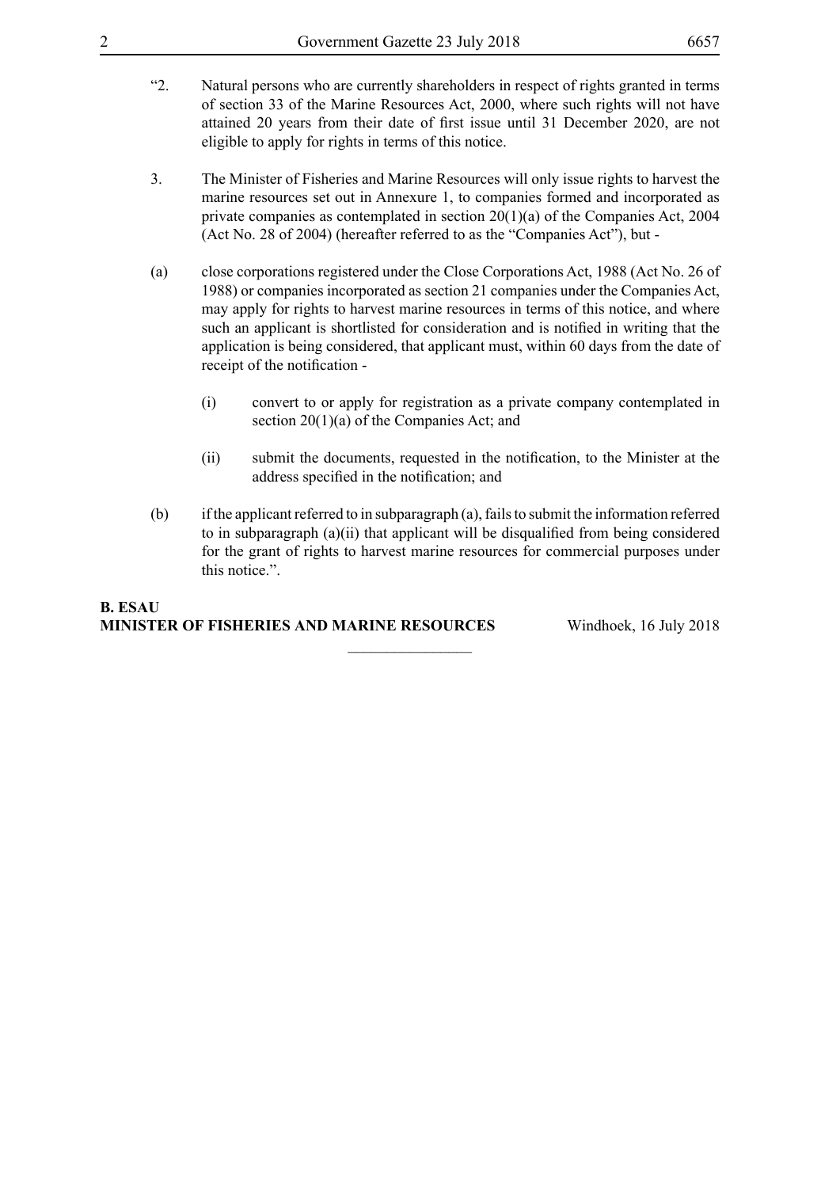"2. Natural persons who are currently shareholders in respect of rights granted in terms of section 33 of the Marine Resources Act, 2000, where such rights will not have attained 20 years from their date of first issue until 31 December 2020, are not eligible to apply for rights in terms of this notice.

3. The Minister of Fisheries and Marine Resources will only issue rights to harvest the marine resources set out in Annexure 1, to companies formed and incorporated as private companies as contemplated in section 20(1)(a) of the Companies Act, 2004 (Act No. 28 of 2004) (hereafter referred to as the "Companies Act"), but -

(a) close corporations registered under the Close Corporations Act, 1988 (Act No. 26 of 1988) or companies incorporated as section 21 companies under the Companies Act, may apply for rights to harvest marine resources in terms of this notice, and where such an applicant is shortlisted for consideration and is notified in writing that the application is being considered, that applicant must, within 60 days from the date of receipt of the notification -

(i) convert to or apply for registration as a private company contemplated in section 20(1)(a) of the Companies Act; and

(ii) submit the documents, requested in the notification, to the Minister at the address specified in the notification; and

(b) if the applicant referred to in subparagraph (a), fails to submit the information referred to in subparagraph (a)(ii) that applicant will be disqualified from being considered for the grant of rights to harvest marine resources for commercial purposes under this notice.".

**B. ESAU**
**MINISTER OF FISHERIES AND MARINE RESOURCES** Windhoek, 16 July 2018